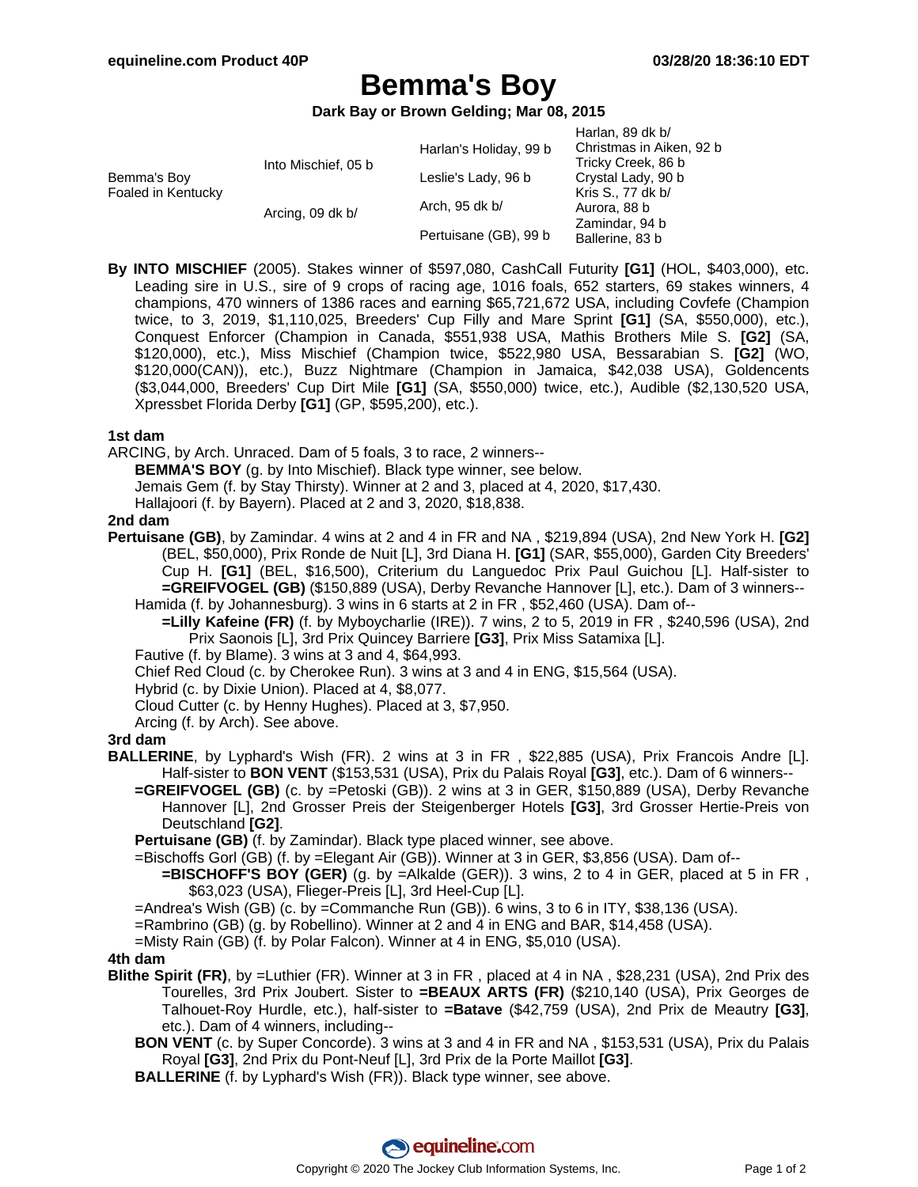# Bemma's Boy

**Dark Bay or Brown Gelding; Mar 08, 2015**

| | | | |
|---|---|---|---|
| Bemma's Boy Foaled in Kentucky | Into Mischief, 05 b | Harlan's Holiday, 99 b | Harlan, 89 dk b/ |
| | | | Christmas in Aiken, 92 b |
| | | Leslie's Lady, 96 b | Tricky Creek, 86 b |
| | | | Crystal Lady, 90 b |
| | Arcing, 09 dk b/ | Arch, 95 dk b/ | Kris S., 77 dk b/ |
| | | | Aurora, 88 b |
| | | Pertuisane (GB), 99 b | Zamindar, 94 b |
| | | | Ballerine, 83 b |

**By INTO MISCHIEF** (2005). Stakes winner of $597,080, CashCall Futurity **[G1]** (HOL, $403,000), etc. Leading sire in U.S., sire of 9 crops of racing age, 1016 foals, 652 starters, 69 stakes winners, 4 champions, 470 winners of 1386 races and earning $65,721,672 USA, including Covfefe (Champion twice, to 3, 2019, $1,110,025, Breeders' Cup Filly and Mare Sprint **[G1]** (SA, $550,000), etc.), Conquest Enforcer (Champion in Canada, $551,938 USA, Mathis Brothers Mile S. **[G2]** (SA, $120,000), etc.), Miss Mischief (Champion twice, $522,980 USA, Bessarabian S. **[G2]** (WO, $120,000(CAN)), etc.), Buzz Nightmare (Champion in Jamaica, $42,038 USA), Goldencents ($3,044,000, Breeders' Cup Dirt Mile **[G1]** (SA, $550,000) twice, etc.), Audible ($2,130,520 USA, Xpressbet Florida Derby **[G1]** (GP, $595,200), etc.).

### 1st dam

ARCING, by Arch. Unraced. Dam of 5 foals, 3 to race, 2 winners--

- **BEMMA'S BOY** (g. by Into Mischief). Black type winner, see below.
- Jemais Gem (f. by Stay Thirsty). Winner at 2 and 3, placed at 4, 2020, $17,430.
- Hallajoori (f. by Bayern). Placed at 2 and 3, 2020, $18,838.

### 2nd dam

**Pertuisane (GB)**, by Zamindar. 4 wins at 2 and 4 in FR and NA , $219,894 (USA), 2nd New York H. **[G2]** (BEL, $50,000), Prix Ronde de Nuit [L], 3rd Diana H. **[G1]** (SAR, $55,000), Garden City Breeders' Cup H. **[G1]** (BEL, $16,500), Criterium du Languedoc Prix Paul Guichou [L]. Half-sister to **=GREIFVOGEL (GB)** ($150,889 (USA), Derby Revanche Hannover [L], etc.). Dam of 3 winners--

- Hamida (f. by Johannesburg). 3 wins in 6 starts at 2 in FR , $52,460 (USA). Dam of--
  - **=Lilly Kafeine (FR)** (f. by Myboycharlie (IRE)). 7 wins, 2 to 5, 2019 in FR , $240,596 (USA), 2nd Prix Saonois [L], 3rd Prix Quincey Barriere **[G3]**, Prix Miss Satamixa [L].
- Fautive (f. by Blame). 3 wins at 3 and 4, $64,993.
- Chief Red Cloud (c. by Cherokee Run). 3 wins at 3 and 4 in ENG, $15,564 (USA).
- Hybrid (c. by Dixie Union). Placed at 4, $8,077.
- Cloud Cutter (c. by Henny Hughes). Placed at 3, $7,950.
- Arcing (f. by Arch). See above.

### 3rd dam

**BALLERINE**, by Lyphard's Wish (FR). 2 wins at 3 in FR , $22,885 (USA), Prix Francois Andre [L]. Half-sister to **BON VENT** ($153,531 (USA), Prix du Palais Royal **[G3]**, etc.). Dam of 6 winners--

- **=GREIFVOGEL (GB)** (c. by =Petoski (GB)). 2 wins at 3 in GER, $150,889 (USA), Derby Revanche Hannover [L], 2nd Grosser Preis der Steigenberger Hotels **[G3]**, 3rd Grosser Hertie-Preis von Deutschland **[G2]**.
- **Pertuisane (GB)** (f. by Zamindar). Black type placed winner, see above.
- =Bischoffs Gorl (GB) (f. by =Elegant Air (GB)). Winner at 3 in GER, $3,856 (USA). Dam of--
  - **=BISCHOFF'S BOY (GER)** (g. by =Alkalde (GER)). 3 wins, 2 to 4 in GER, placed at 5 in FR , $63,023 (USA), Flieger-Preis [L], 3rd Heel-Cup [L].
- =Andrea's Wish (GB) (c. by =Commanche Run (GB)). 6 wins, 3 to 6 in ITY, $38,136 (USA).
- =Rambrino (GB) (g. by Robellino). Winner at 2 and 4 in ENG and BAR, $14,458 (USA).
- =Misty Rain (GB) (f. by Polar Falcon). Winner at 4 in ENG, $5,010 (USA).

### 4th dam

**Blithe Spirit (FR)**, by =Luthier (FR). Winner at 3 in FR , placed at 4 in NA , $28,231 (USA), 2nd Prix des Tourelles, 3rd Prix Joubert. Sister to **=BEAUX ARTS (FR)** ($210,140 (USA), Prix Georges de Talhouet-Roy Hurdle, etc.), half-sister to **=Batave** ($42,759 (USA), 2nd Prix de Meautry **[G3]**, etc.). Dam of 4 winners, including--

- **BON VENT** (c. by Super Concorde). 3 wins at 3 and 4 in FR and NA , $153,531 (USA), Prix du Palais Royal **[G3]**, 2nd Prix du Pont-Neuf [L], 3rd Prix de la Porte Maillot **[G3]**.
- **BALLERINE** (f. by Lyphard's Wish (FR)). Black type winner, see above.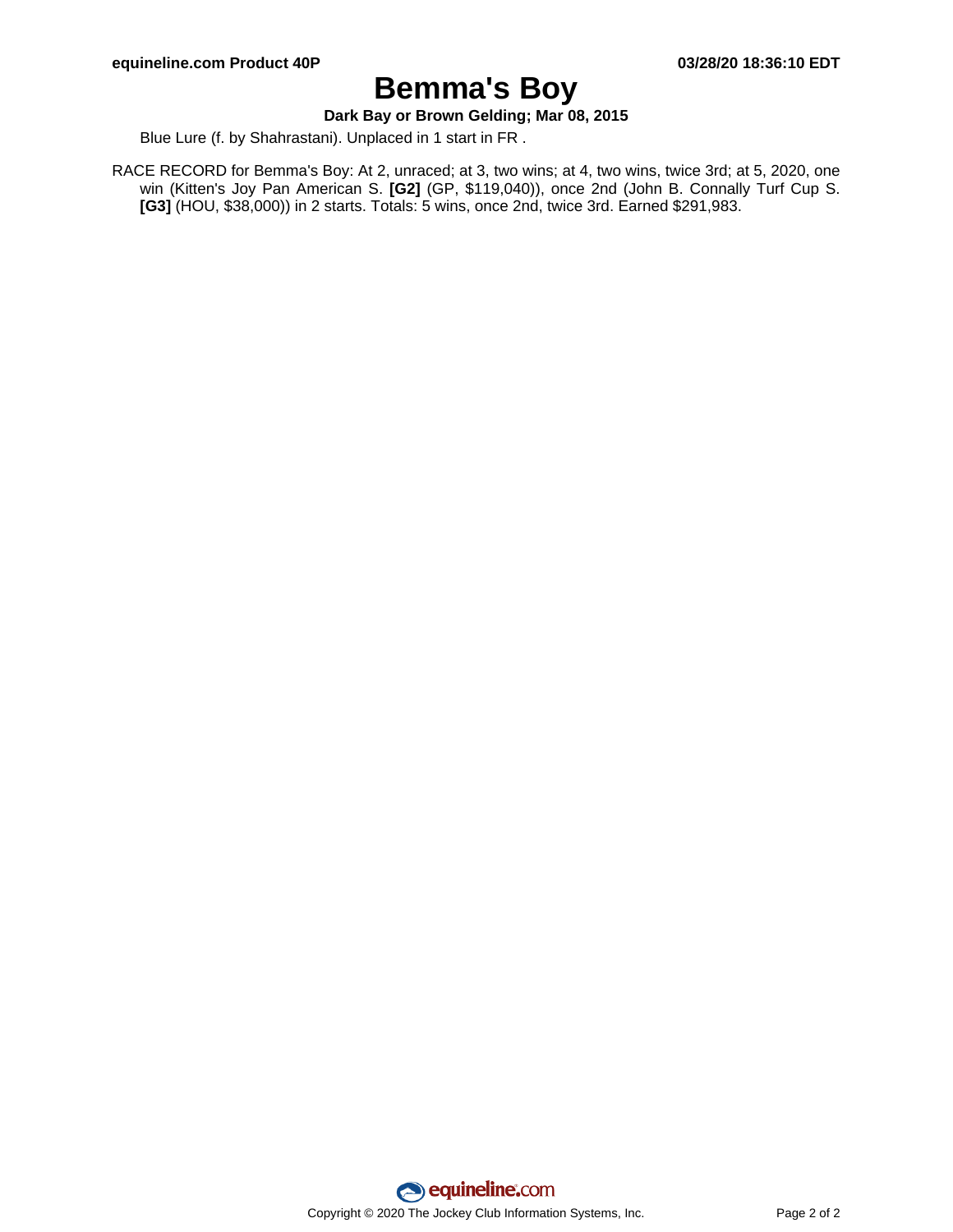# Bemma's Boy

**Dark Bay or Brown Gelding; Mar 08, 2015**

Blue Lure (f. by Shahrastani). Unplaced in 1 start in FR .

RACE RECORD for Bemma's Boy: At 2, unraced; at 3, two wins; at 4, two wins, twice 3rd; at 5, 2020, one win (Kitten's Joy Pan American S. **[G2]** (GP, $119,040)), once 2nd (John B. Connally Turf Cup S. **[G3]** (HOU, $38,000)) in 2 starts. Totals: 5 wins, once 2nd, twice 3rd. Earned $291,983.